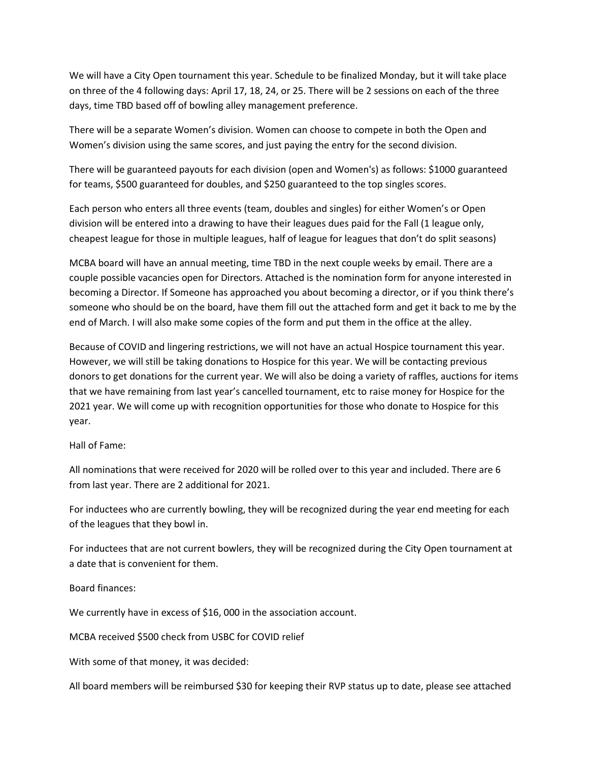We will have a City Open tournament this year. Schedule to be finalized Monday, but it will take place on three of the 4 following days: April 17, 18, 24, or 25. There will be 2 sessions on each of the three days, time TBD based off of bowling alley management preference.

There will be a separate Women's division. Women can choose to compete in both the Open and Women's division using the same scores, and just paying the entry for the second division.

There will be guaranteed payouts for each division (open and Women's) as follows: $1000 guaranteed for teams, $500 guaranteed for doubles, and $250 guaranteed to the top singles scores.

Each person who enters all three events (team, doubles and singles) for either Women's or Open division will be entered into a drawing to have their leagues dues paid for the Fall (1 league only, cheapest league for those in multiple leagues, half of league for leagues that don't do split seasons)

MCBA board will have an annual meeting, time TBD in the next couple weeks by email. There are a couple possible vacancies open for Directors. Attached is the nomination form for anyone interested in becoming a Director. If Someone has approached you about becoming a director, or if you think there's someone who should be on the board, have them fill out the attached form and get it back to me by the end of March. I will also make some copies of the form and put them in the office at the alley.

Because of COVID and lingering restrictions, we will not have an actual Hospice tournament this year. However, we will still be taking donations to Hospice for this year. We will be contacting previous donors to get donations for the current year. We will also be doing a variety of raffles, auctions for items that we have remaining from last year's cancelled tournament, etc to raise money for Hospice for the 2021 year. We will come up with recognition opportunities for those who donate to Hospice for this year.

Hall of Fame:

All nominations that were received for 2020 will be rolled over to this year and included. There are 6 from last year. There are 2 additional for 2021.

For inductees who are currently bowling, they will be recognized during the year end meeting for each of the leagues that they bowl in.

For inductees that are not current bowlers, they will be recognized during the City Open tournament at a date that is convenient for them.

Board finances:

We currently have in excess of $16, 000 in the association account.

MCBA received $500 check from USBC for COVID relief

With some of that money, it was decided:

All board members will be reimbursed $30 for keeping their RVP status up to date, please see attached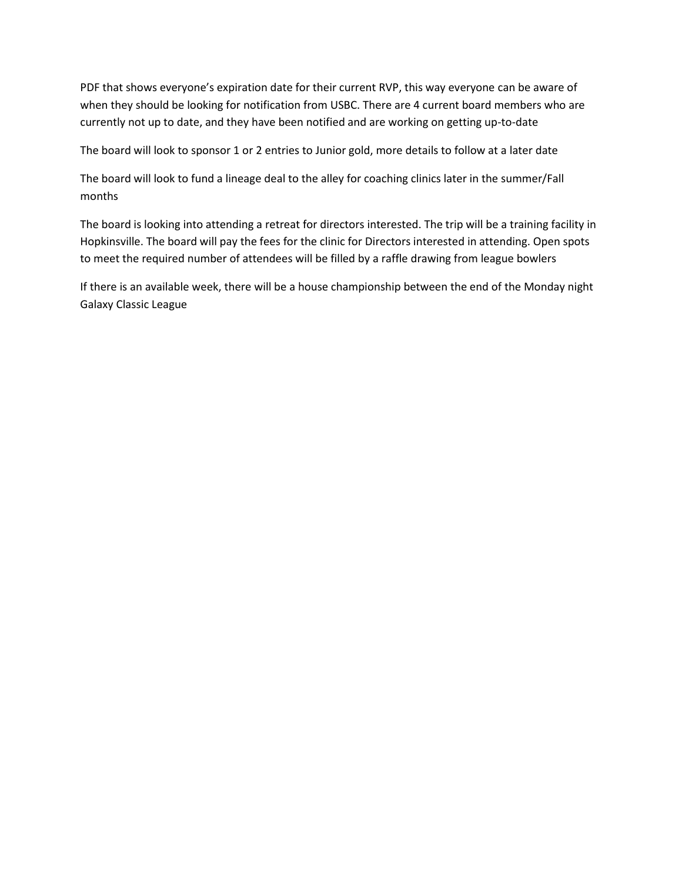PDF that shows everyone's expiration date for their current RVP, this way everyone can be aware of when they should be looking for notification from USBC. There are 4 current board members who are currently not up to date, and they have been notified and are working on getting up-to-date

The board will look to sponsor 1 or 2 entries to Junior gold, more details to follow at a later date

The board will look to fund a lineage deal to the alley for coaching clinics later in the summer/Fall months

The board is looking into attending a retreat for directors interested. The trip will be a training facility in Hopkinsville. The board will pay the fees for the clinic for Directors interested in attending. Open spots to meet the required number of attendees will be filled by a raffle drawing from league bowlers

If there is an available week, there will be a house championship between the end of the Monday night Galaxy Classic League